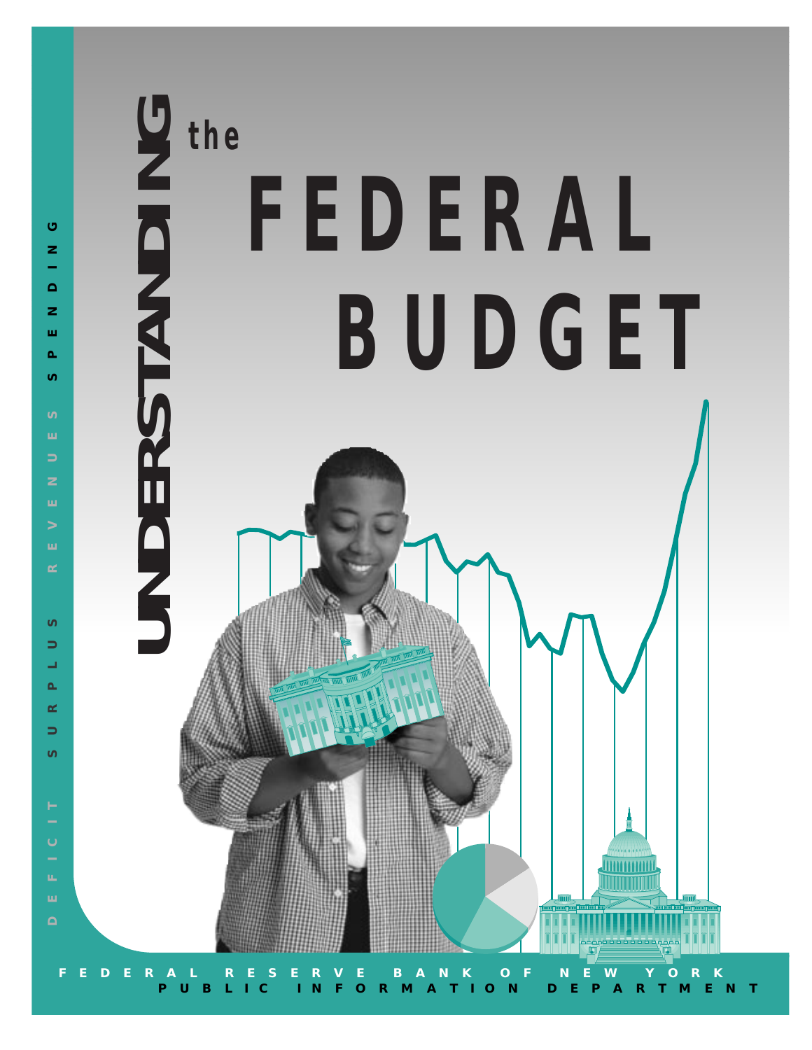# UNDERSTANDING the FEDERAL BUDGET

DEFICIT SURPLUS REVENUES SPENDING

FEDERAL RESERVE BANK OF NEW YORK

PUBLIC INFORMATION DEPARTMENT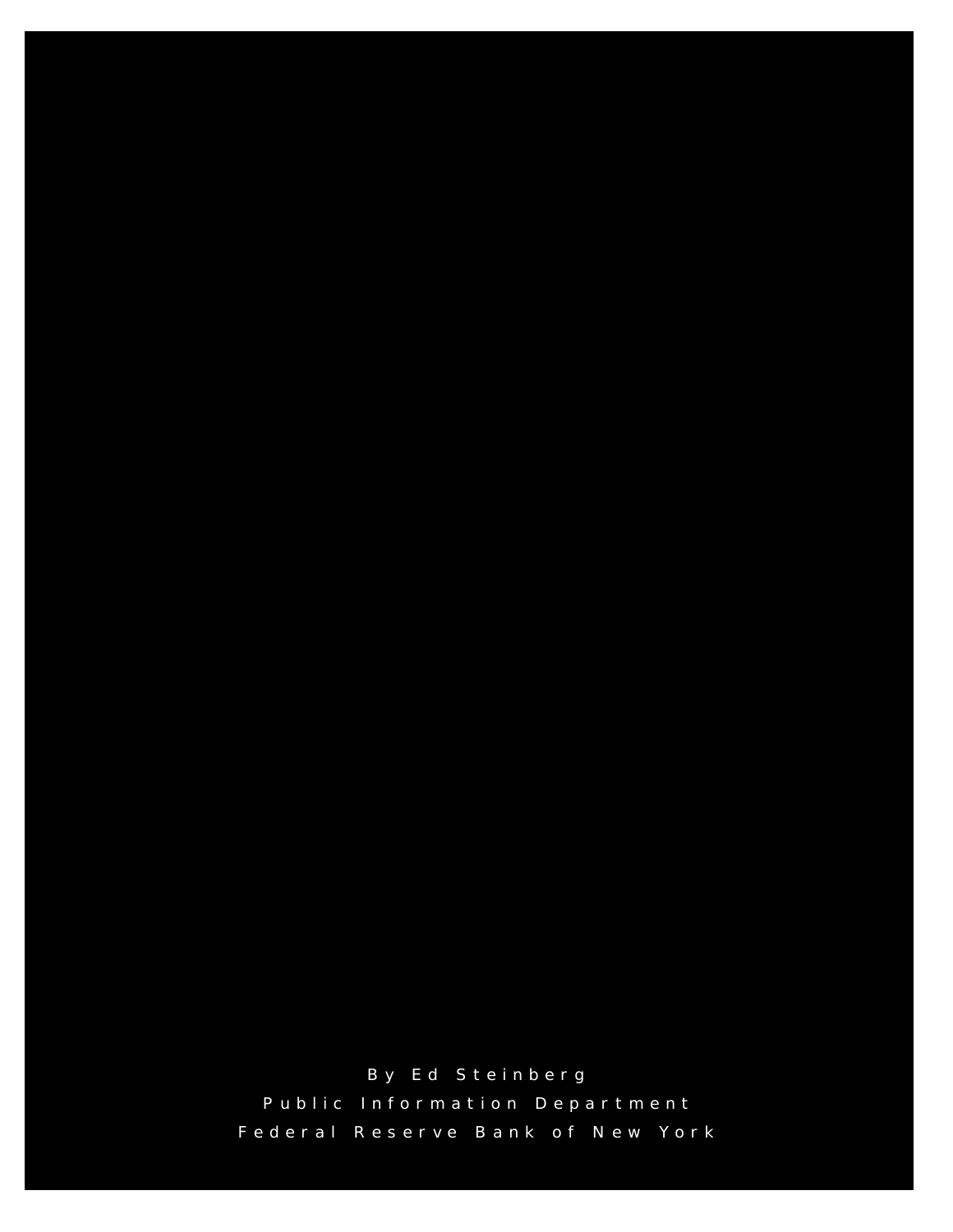By Ed Steinberg

Public Information Department

Federal Reserve Bank of New York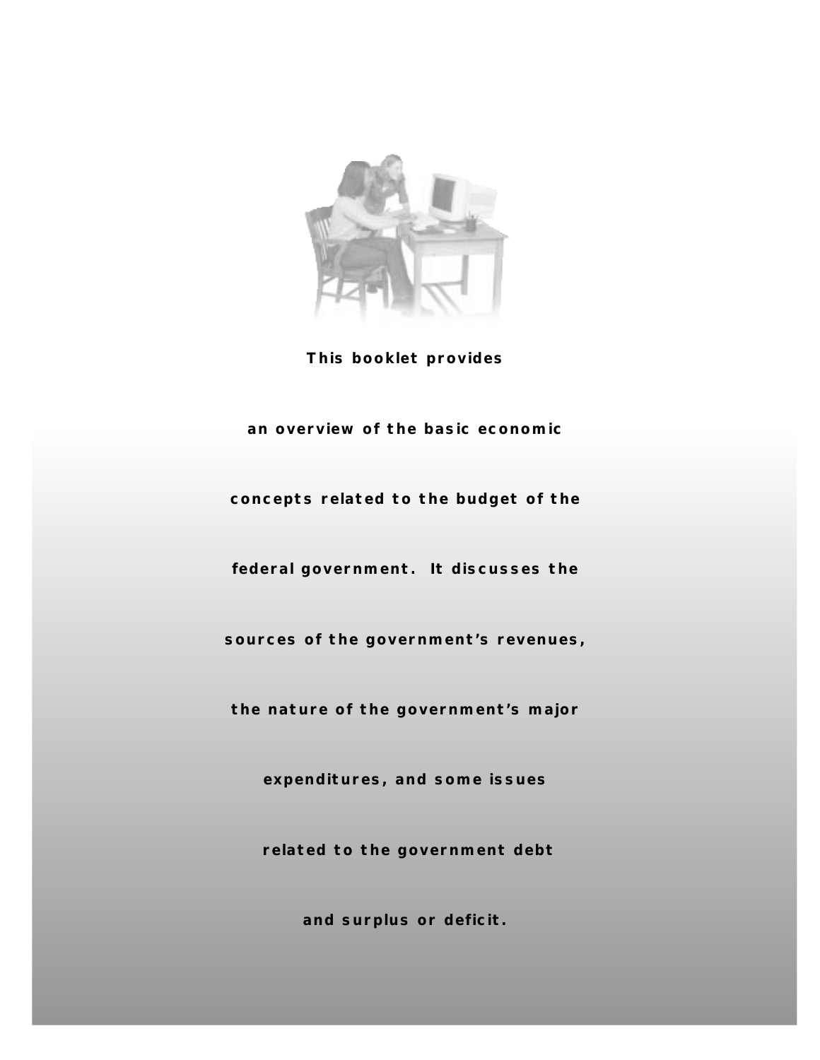**This booklet provides an overview of the basic economic concepts related to the budget of the federal government. It discusses the sources of the government's revenues, the nature of the government's major expenditures, and some issues related to the government debt and surplus or deficit.**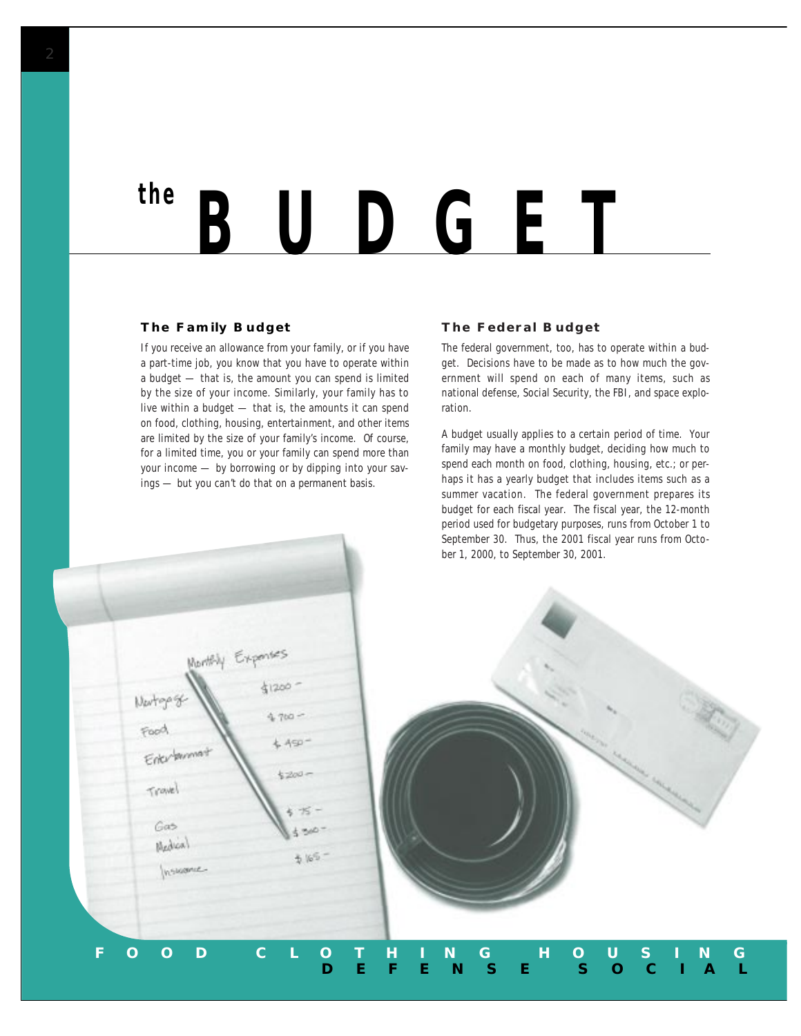# the BUDGET

### The Family Budget

If you receive an allowance from your family, or if you have a part-time job, you know that you have to operate within a budget — that is, the amount you can spend is limited by the size of your income. Similarly, your family has to live within a budget — that is, the amounts it can spend on food, clothing, housing, entertainment, and other items are limited by the size of your family's income. Of course, for a limited time, you or your family can spend more than your income — by borrowing or by dipping into your savings — but you can't do that on a permanent basis.

### The Federal Budget

The federal government, too, has to operate within a budget. Decisions have to be made as to how much the government will spend on each of many items, such as national defense, Social Security, the FBI, and space exploration.

A budget usually applies to a certain period of time. Your family may have a monthly budget, deciding how much to spend each month on food, clothing, housing, etc.; or perhaps it has a yearly budget that includes items such as a summer vacation. The federal government prepares its budget for each fiscal year. The fiscal year, the 12-month period used for budgetary purposes, runs from October 1 to September 30. Thus, the 2001 fiscal year runs from October 1, 2000, to September 30, 2001.

FOOD CLOTHING HOUSING DEFENSE SOCIAL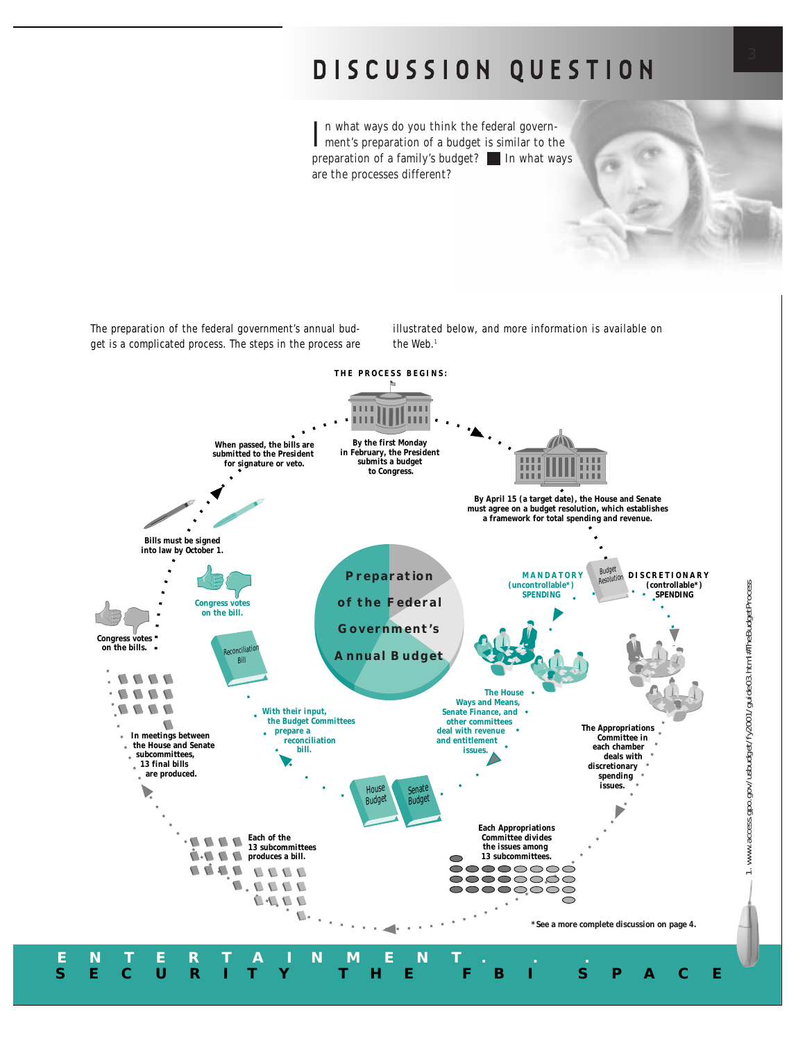# DISCUSSION QUESTION

In what ways do you think the federal government's preparation of a budget is similar to the preparation of a family's budget? ■ In what ways are the processes different?

The preparation of the federal government's annual budget is a complicated process. The steps in the process are illustrated below, and more information is available on the Web.[1]

**THE PROCESS BEGINS:**

**By the first Monday in February, the President submits a budget to Congress.**

**By April 15 (a target date), the House and Senate must agree on a budget resolution, which establishes a framework for total spending and revenue.**

Budget Resolution

**MANDATORY (uncontrollable*) SPENDING**

**DISCRETIONARY (controllable*) SPENDING**

**The Appropriations Committee in each chamber deals with discretionary spending issues.**

**Each Appropriations Committee divides the issues among 13 subcommittees.**

**Each of the 13 subcommittees produces a bill.**

**In meetings between the House and Senate subcommittees, 13 final bills are produced.**

**Congress votes on the bills.**

**Bills must be signed into law by October 1.**

**When passed, the bills are submitted to the President for signature or veto.**

**The House Ways and Means, Senate Finance, and other committees deal with revenue and entitlement issues.**

House Budget

Senate Budget

**With their input, the Budget Committees prepare a reconciliation bill.**

Reconciliation Bill

**Congress votes on the bill.**

**Preparation of the Federal Government's Annual Budget**

**\*See a more complete discussion on page 4.**

1. www.access.gpo.gov/usbudget/fy2001/guide03.html#TheBudgetProcess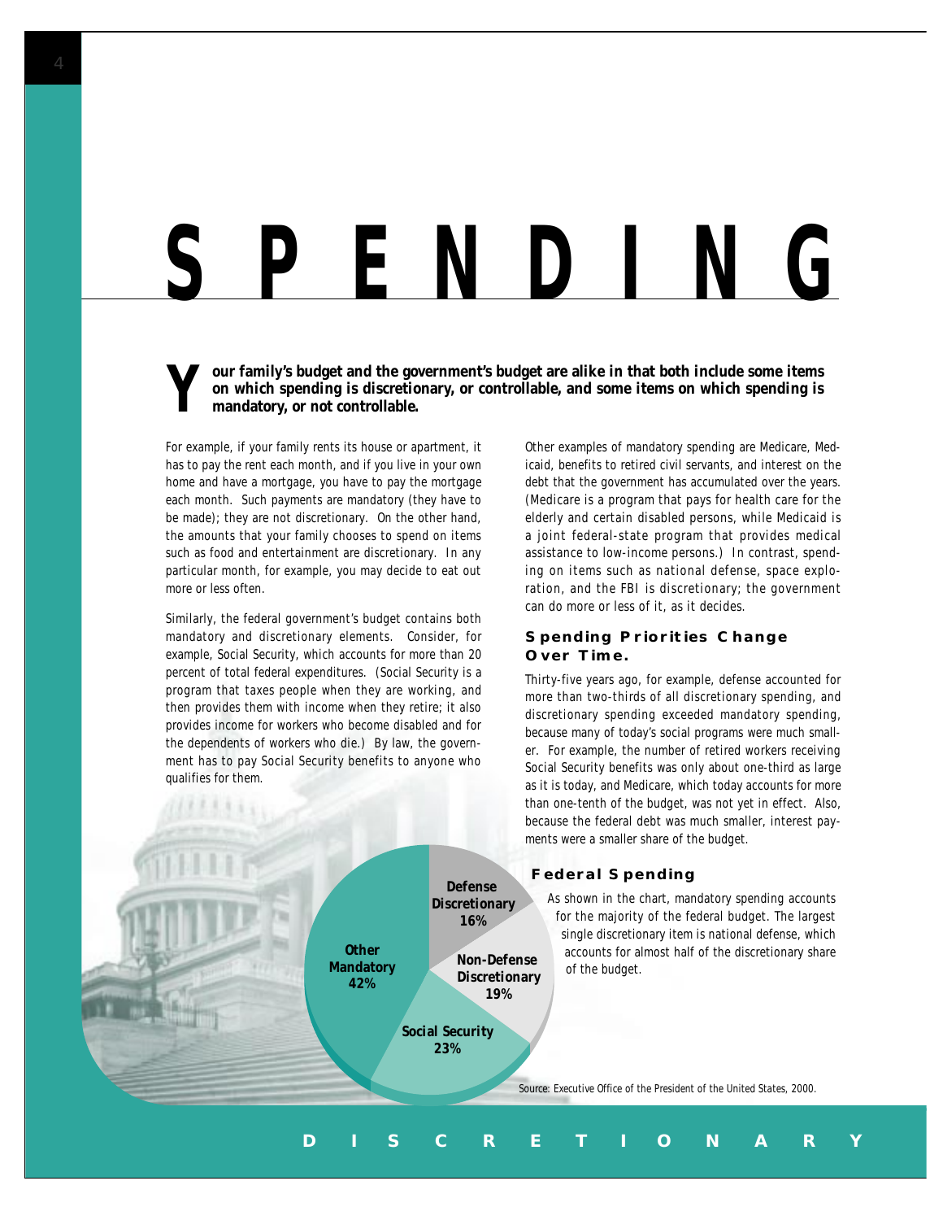# SPENDING

**Your family's budget and the government's budget are alike in that both include some items on which spending is discretionary, or controllable, and some items on which spending is mandatory, or not controllable.**

For example, if your family rents its house or apartment, it has to pay the rent each month, and if you live in your own home and have a mortgage, you have to pay the mortgage each month. Such payments are mandatory (they have to be made); they are not discretionary. On the other hand, the amounts that your family chooses to spend on items such as food and entertainment are discretionary. In any particular month, for example, you may decide to eat out more or less often.

Similarly, the federal government's budget contains both mandatory and discretionary elements. Consider, for example, Social Security, which accounts for more than 20 percent of total federal expenditures. (Social Security is a program that taxes people when they are working, and then provides them with income when they retire; it also provides income for workers who become disabled and for the dependents of workers who die.) By law, the government has to pay Social Security benefits to anyone who qualifies for them.

Other examples of mandatory spending are Medicare, Medicaid, benefits to retired civil servants, and interest on the debt that the government has accumulated over the years. (Medicare is a program that pays for health care for the elderly and certain disabled persons, while Medicaid is a joint federal-state program that provides medical assistance to low-income persons.) In contrast, spending on items such as national defense, space exploration, and the FBI is discretionary; the government can do more or less of it, as it decides.

### Spending Priorities Change Over Time.

Thirty-five years ago, for example, defense accounted for more than two-thirds of all discretionary spending, and discretionary spending exceeded mandatory spending, because many of today's social programs were much smaller. For example, the number of retired workers receiving Social Security benefits was only about one-third as large as it is today, and Medicare, which today accounts for more than one-tenth of the budget, was not yet in effect. Also, because the federal debt was much smaller, interest payments were a smaller share of the budget.

### Federal Spending

As shown in the chart, mandatory spending accounts for the majority of the federal budget. The largest single discretionary item is national defense, which accounts for almost half of the discretionary share of the budget.

| Category | Share |
|---|---|
| Defense Discretionary | 16% |
| Non-Defense Discretionary | 19% |
| Social Security | 23% |
| Other Mandatory | 42% |

*Source: Executive Office of the President of the United States, 2000.*

DISCRETIONARY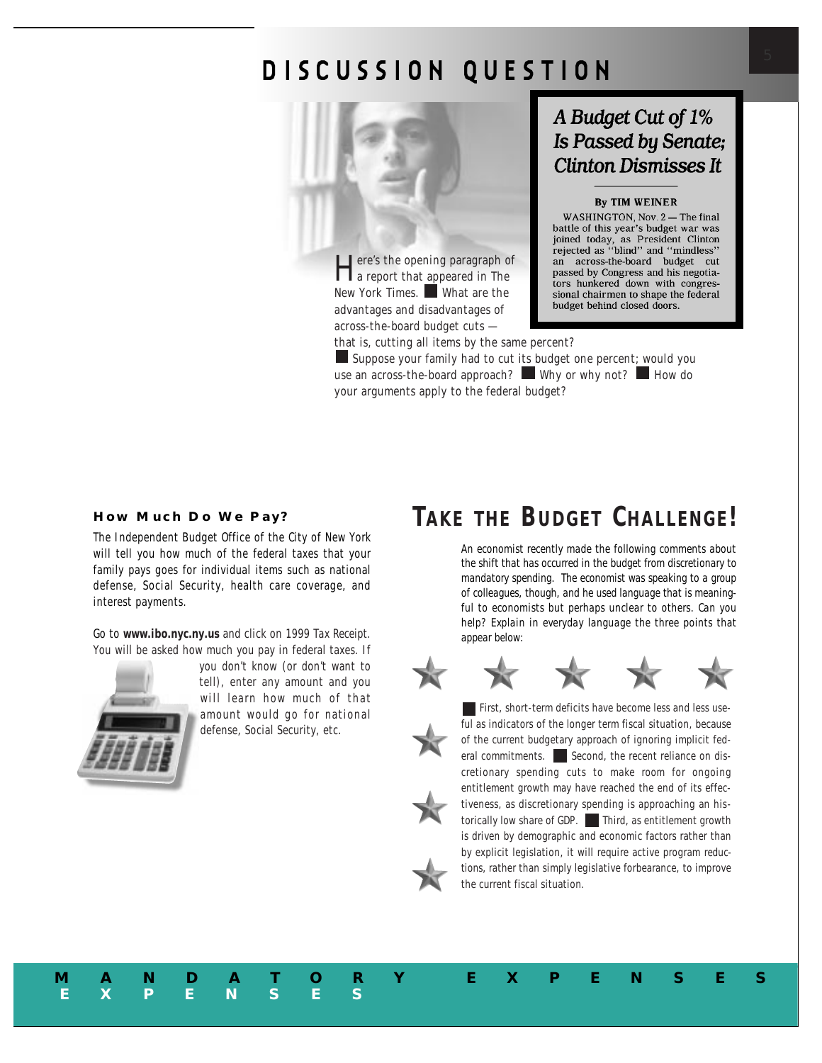# DISCUSSION QUESTION

> ### A Budget Cut of 1% Is Passed by Senate; Clinton Dismisses It
>
> **By TIM WEINER**
>
> WASHINGTON, Nov. 2 — The final battle of this year's budget war was joined today, as President Clinton rejected as "blind" and "mindless" an across-the-board budget cut passed by Congress and his negotiators hunkered down with congressional chairmen to shape the federal budget behind closed doors.

Here's the opening paragraph of a report that appeared in The New York Times. ■ What are the advantages and disadvantages of across-the-board budget cuts — that is, cutting all items by the same percent? ■ Suppose your family had to cut its budget one percent; would you use an across-the-board approach? ■ Why or why not? ■ How do your arguments apply to the federal budget?

### How Much Do We Pay?

The Independent Budget Office of the City of New York will tell you how much of the federal taxes that your family pays goes for individual items such as national defense, Social Security, health care coverage, and interest payments.

Go to **www.ibo.nyc.ny.us** and click on 1999 Tax Receipt. You will be asked how much you pay in federal taxes. If you don't know (or don't want to tell), enter any amount and you will learn how much of that amount would go for national defense, Social Security, etc.

## TAKE THE BUDGET CHALLENGE!

An economist recently made the following comments about the shift that has occurred in the budget from discretionary to mandatory spending. The economist was speaking to a group of colleagues, though, and he used language that is meaningful to economists but perhaps unclear to others. Can you help? Explain in everyday language the three points that appear below:

■ First, short-term deficits have become less and less useful as indicators of the longer term fiscal situation, because of the current budgetary approach of ignoring implicit federal commitments. ■ Second, the recent reliance on discretionary spending cuts to make room for ongoing entitlement growth may have reached the end of its effectiveness, as discretionary spending is approaching an historically low share of GDP. ■ Third, as entitlement growth is driven by demographic and economic factors rather than by explicit legislation, it will require active program reductions, rather than simply legislative forbearance, to improve the current fiscal situation.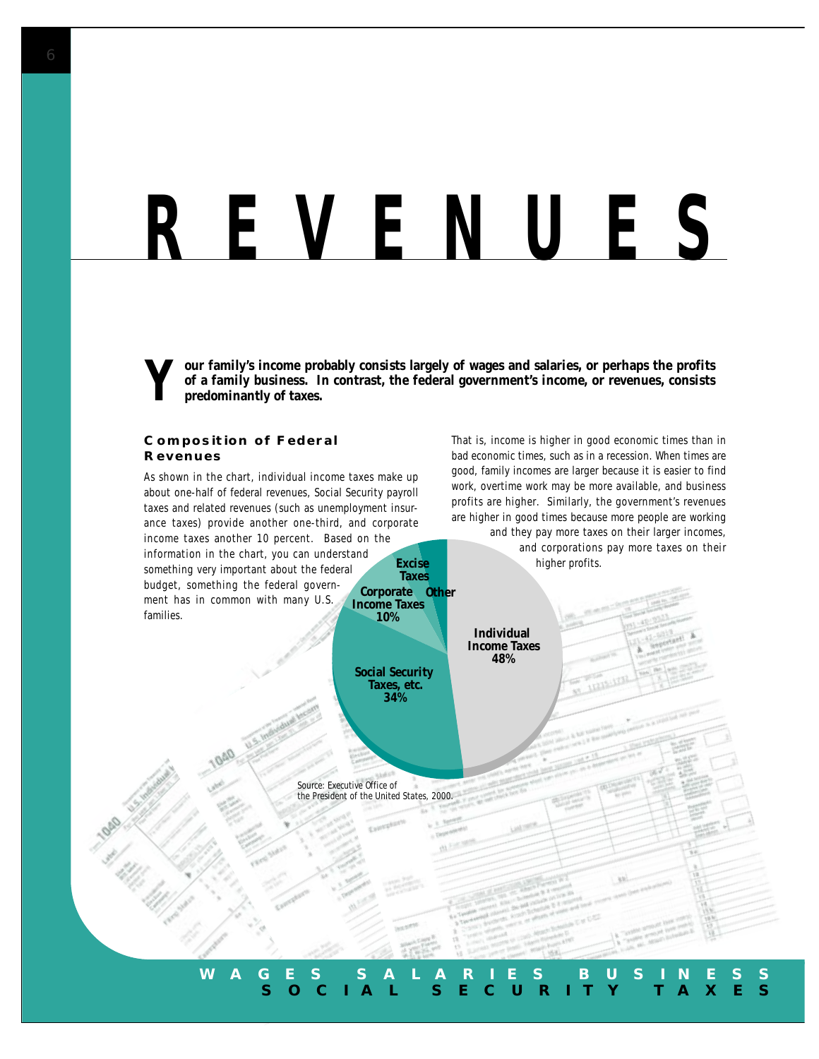# REVENUES

**Your family's income probably consists largely of wages and salaries, or perhaps the profits of a family business. In contrast, the federal government's income, or revenues, consists predominantly of taxes.**

## Composition of Federal Revenues

As shown in the chart, individual income taxes make up about one-half of federal revenues, Social Security payroll taxes and related revenues (such as unemployment insurance taxes) provide another one-third, and corporate income taxes another 10 percent. Based on the information in the chart, you can understand something very important about the federal budget, something the federal government has in common with many U.S. families.

That is, income is higher in good economic times than in bad economic times, such as in a recession. When times are good, family incomes are larger because it is easier to find work, overtime work may be more available, and business profits are higher. Similarly, the government's revenues are higher in good times because more people are working and they pay more taxes on their larger incomes, and corporations pay more taxes on their higher profits.

| Revenue Source | Share |
| --- | --- |
| Individual Income Taxes | 48% |
| Social Security Taxes, etc. | 34% |
| Corporate Income Taxes | 10% |
| Excise Taxes | |
| Other | |

*Source: Executive Office of the President of the United States, 2000.*

WAGES SALARIES BUSINESS SOCIAL SECURITY TAXES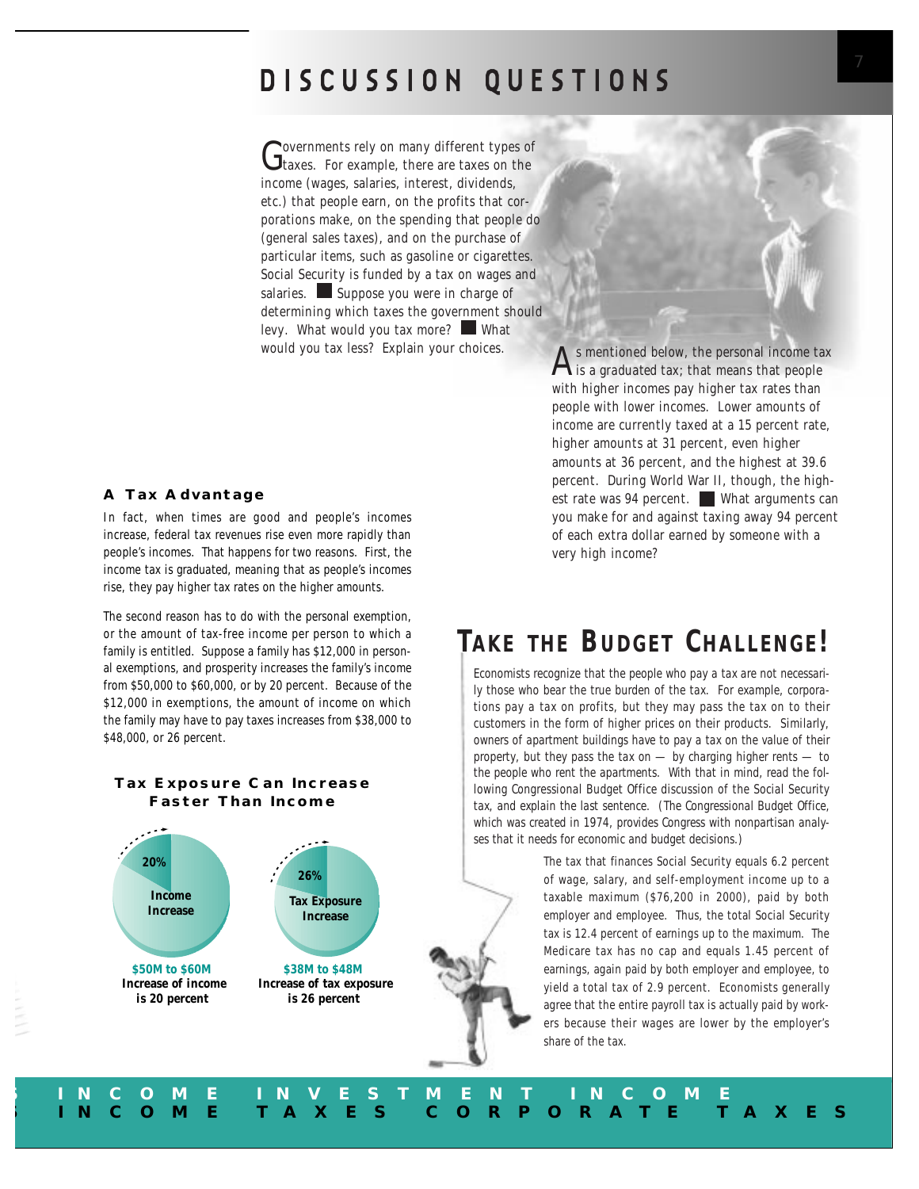# DISCUSSION QUESTIONS

Governments rely on many different types of taxes. For example, there are taxes on the income (wages, salaries, interest, dividends, etc.) that people earn, on the profits that corporations make, on the spending that people do (general sales taxes), and on the purchase of particular items, such as gasoline or cigarettes. Social Security is funded by a tax on wages and salaries. ■ Suppose you were in charge of determining which taxes the government should levy. What would you tax more? ■ What would you tax less? Explain your choices.

As mentioned below, the personal income tax is a graduated tax; that means that people with higher incomes pay higher tax rates than people with lower incomes. Lower amounts of income are currently taxed at a 15 percent rate, higher amounts at 31 percent, even higher amounts at 36 percent, and the highest at 39.6 percent. During World War II, though, the highest rate was 94 percent. ■ What arguments can you make for and against taxing away 94 percent of each extra dollar earned by someone with a very high income?

### A Tax Advantage

In fact, when times are good and people's incomes increase, federal tax revenues rise even more rapidly than people's incomes. That happens for two reasons. First, the income tax is graduated, meaning that as people's incomes rise, they pay higher tax rates on the higher amounts.

The second reason has to do with the personal exemption, or the amount of tax-free income per person to which a family is entitled. Suppose a family has $12,000 in personal exemptions, and prosperity increases the family's income from $50,000 to $60,000, or by 20 percent. Because of the $12,000 in exemptions, the amount of income on which the family may have to pay taxes increases from $38,000 to $48,000, or 26 percent.

### Tax Exposure Can Increase Faster Than Income

20% Income Increase

**$50M to $60M**
**Increase of income is 20 percent**

26% Tax Exposure Increase

**$38M to $48M**
**Increase of tax exposure is 26 percent**

## TAKE THE BUDGET CHALLENGE!

Economists recognize that the people who pay a tax are not necessarily those who bear the true burden of the tax. For example, corporations pay a tax on profits, but they may pass the tax on to their customers in the form of higher prices on their products. Similarly, owners of apartment buildings have to pay a tax on the value of their property, but they pass the tax on — by charging higher rents — to the people who rent the apartments. With that in mind, read the following Congressional Budget Office discussion of the Social Security tax, and explain the last sentence. (The Congressional Budget Office, which was created in 1974, provides Congress with nonpartisan analyses that it needs for economic and budget decisions.)

> The tax that finances Social Security equals 6.2 percent of wage, salary, and self-employment income up to a taxable maximum ($76,200 in 2000), paid by both employer and employee. Thus, the total Social Security tax is 12.4 percent of earnings up to the maximum. The Medicare tax has no cap and equals 1.45 percent of earnings, again paid by both employer and employee, to yield a total tax of 2.9 percent. Economists generally agree that the entire payroll tax is actually paid by workers because their wages are lower by the employer's share of the tax.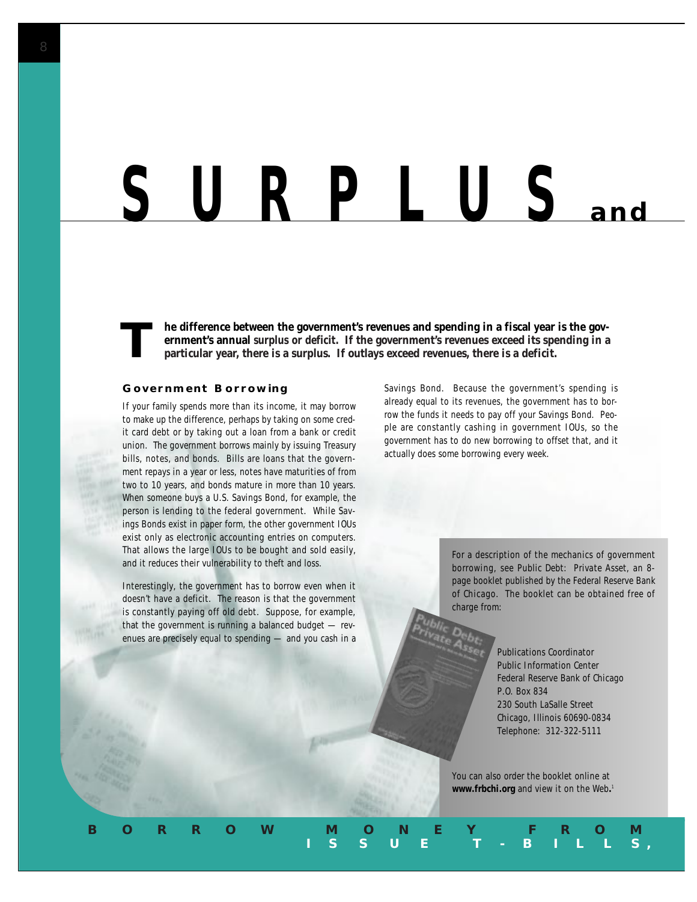# SURPLUS and

**The difference between the government's revenues and spending in a fiscal year is the government's annual surplus or deficit. If the government's revenues exceed its spending in a particular year, there is a surplus. If outlays exceed revenues, there is a deficit.**

### Government Borrowing

If your family spends more than its income, it may borrow to make up the difference, perhaps by taking on some credit card debt or by taking out a loan from a bank or credit union. The government borrows mainly by issuing Treasury bills, notes, and bonds. Bills are loans that the government repays in a year or less, notes have maturities of from two to 10 years, and bonds mature in more than 10 years. When someone buys a U.S. Savings Bond, for example, the person is lending to the federal government. While Savings Bonds exist in paper form, the other government IOUs exist only as electronic accounting entries on computers. That allows the large IOUs to be bought and sold easily, and it reduces their vulnerability to theft and loss.

Interestingly, the government has to borrow even when it doesn't have a deficit. The reason is that the government is constantly paying off old debt. Suppose, for example, that the government is running a balanced budget — revenues are precisely equal to spending — and you cash in a Savings Bond. Because the government's spending is already equal to its revenues, the government has to borrow the funds it needs to pay off your Savings Bond. People are constantly cashing in government IOUs, so the government has to do new borrowing to offset that, and it actually does some borrowing every week.

For a description of the mechanics of government borrowing, see Public Debt: Private Asset, an 8-page booklet published by the Federal Reserve Bank of Chicago. The booklet can be obtained free of charge from:

Publications Coordinator
Public Information Center
Federal Reserve Bank of Chicago
P.O. Box 834
230 South LaSalle Street
Chicago, Illinois 60690-0834
Telephone: 312-322-5111

You can also order the booklet online at **www.frbchi.org** and view it on the Web.[1]

BORROW MONEY FROM
ISSUE T-BILLS,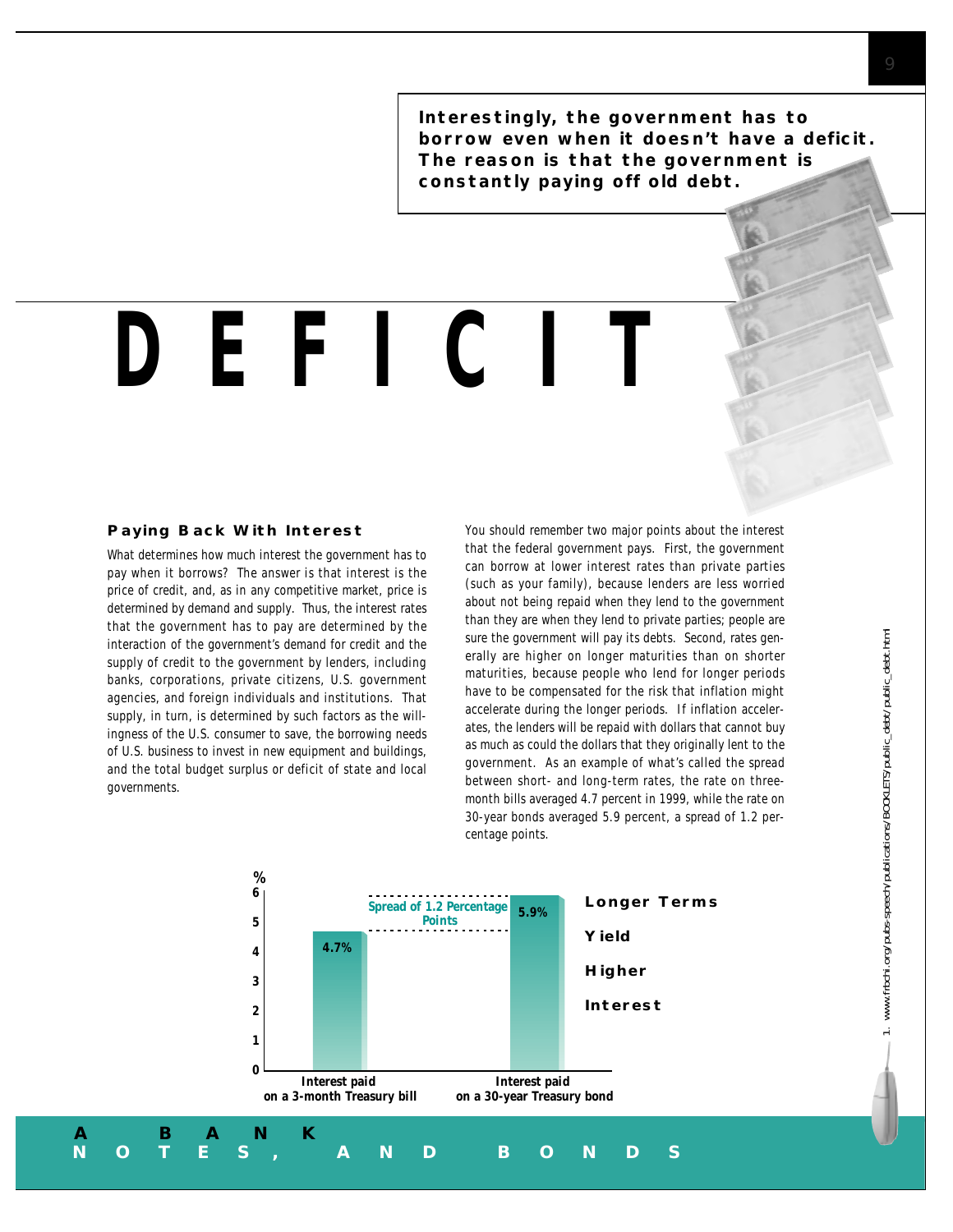**Interestingly, the government has to borrow even when it doesn't have a deficit. The reason is that the government is constantly paying off old debt.**

# DEFICIT

### Paying Back With Interest

What determines how much interest the government has to pay when it borrows? The answer is that interest is the price of credit, and, as in any competitive market, price is determined by demand and supply. Thus, the interest rates that the government has to pay are determined by the interaction of the government's demand for credit and the supply of credit to the government by lenders, including banks, corporations, private citizens, U.S. government agencies, and foreign individuals and institutions. That supply, in turn, is determined by such factors as the willingness of the U.S. consumer to save, the borrowing needs of U.S. business to invest in new equipment and buildings, and the total budget surplus or deficit of state and local governments.

You should remember two major points about the interest that the federal government pays. First, the government can borrow at lower interest rates than private parties (such as your family), because lenders are less worried about not being repaid when they lend to the government than they are when they lend to private parties; people are sure the government will pay its debts. Second, rates generally are higher on longer maturities than on shorter maturities, because people who lend for longer periods have to be compensated for the risk that inflation might accelerate during the longer periods. If inflation accelerates, the lenders will be repaid with dollars that cannot buy as much as could the dollars that they originally lent to the government. As an example of what's called the spread between short- and long-term rates, the rate on three-month bills averaged 4.7 percent in 1999, while the rate on 30-year bonds averaged 5.9 percent, a spread of 1.2 percentage points.

| | % |
|---|---|
| Interest paid on a 3-month Treasury bill | 4.7% |
| Interest paid on a 30-year Treasury bond | 5.9% |

Spread of 1.2 Percentage Points

**Longer Terms Yield Higher Interest**

1. www.frbchi.org/pubs-speech/publications/BOOKLETS/public_debt/public_debt.html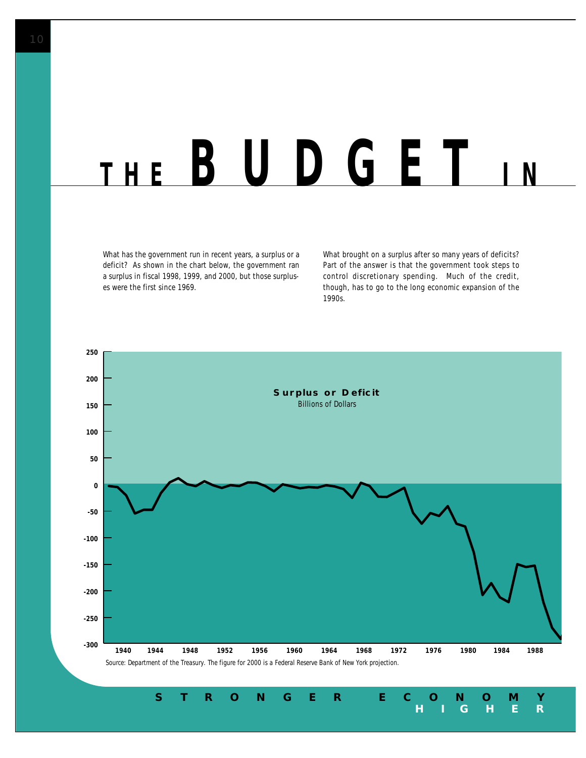# THE BUDGET IN

What has the government run in recent years, a surplus or a deficit? As shown in the chart below, the government ran a surplus in fiscal 1998, 1999, and 2000, but those surpluses were the first since 1969.

What brought on a surplus after so many years of deficits? Part of the answer is that the government took steps to control discretionary spending. Much of the credit, though, has to go to the long economic expansion of the 1990s.

**Surplus or Deficit**
Billions of Dollars

Source: Department of the Treasury. The figure for 2000 is a Federal Reserve Bank of New York projection.

**STRONGER ECONOMY HIGHER**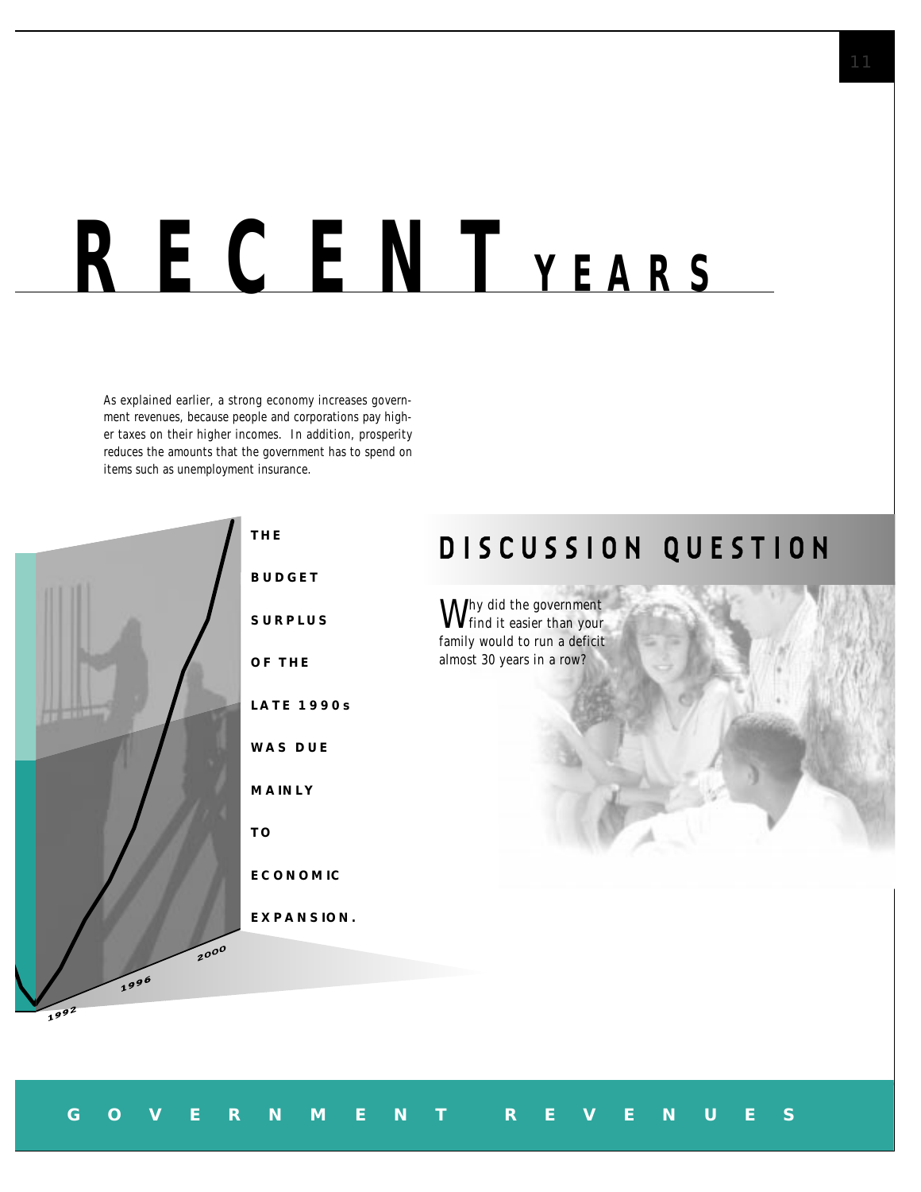# RECENT YEARS

As explained earlier, a strong economy increases government revenues, because people and corporations pay higher taxes on their higher incomes. In addition, prosperity reduces the amounts that the government has to spend on items such as unemployment insurance.

**THE BUDGET SURPLUS OF THE LATE 1990s WAS DUE MAINLY TO ECONOMIC EXPANSION.**

## DISCUSSION QUESTION

Why did the government find it easier than your family would to run a deficit almost 30 years in a row?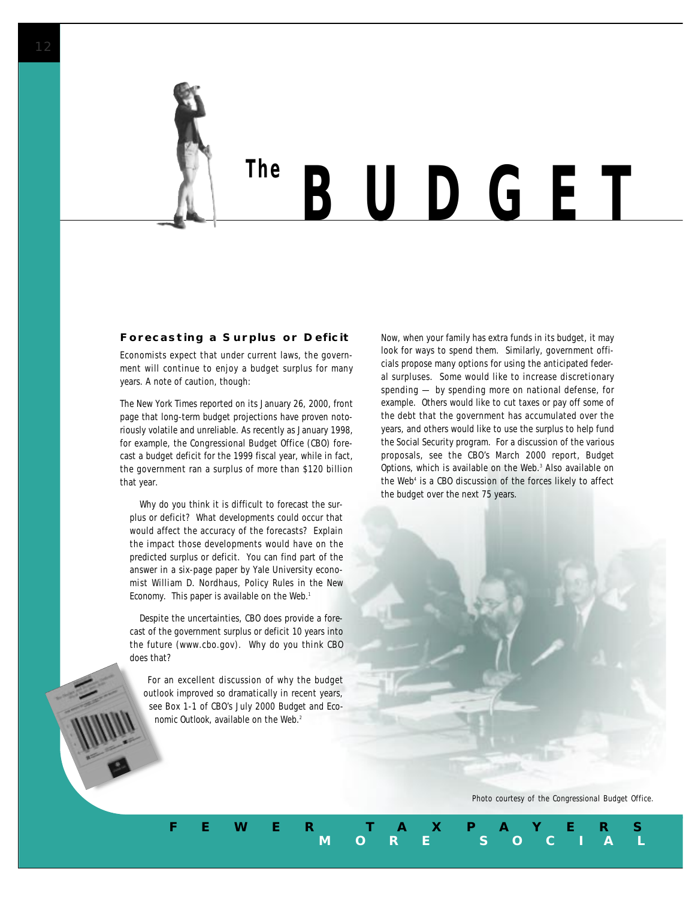# The BUDGET

### Forecasting a Surplus or Deficit

Economists expect that under current laws, the government will continue to enjoy a budget surplus for many years. A note of caution, though:

The New York Times reported on its January 26, 2000, front page that long-term budget projections have proven notoriously volatile and unreliable. As recently as January 1998, for example, the Congressional Budget Office (CBO) forecast a budget deficit for the 1999 fiscal year, while in fact, the government ran a surplus of more than $120 billion that year.

Why do you think it is difficult to forecast the surplus or deficit? What developments could occur that would affect the accuracy of the forecasts? Explain the impact those developments would have on the predicted surplus or deficit. You can find part of the answer in a six-page paper by Yale University economist William D. Nordhaus, Policy Rules in the New Economy. This paper is available on the Web.[1]

Despite the uncertainties, CBO does provide a forecast of the government surplus or deficit 10 years into the future (www.cbo.gov). Why do you think CBO does that?

For an excellent discussion of why the budget outlook improved so dramatically in recent years, see Box 1-1 of CBO's July 2000 Budget and Economic Outlook, available on the Web.[2]

Now, when your family has extra funds in its budget, it may look for ways to spend them. Similarly, government officials propose many options for using the anticipated federal surpluses. Some would like to increase discretionary spending — by spending more on national defense, for example. Others would like to cut taxes or pay off some of the debt that the government has accumulated over the years, and others would like to use the surplus to help fund the Social Security program. For a discussion of the various proposals, see the CBO's March 2000 report, Budget Options, which is available on the Web.[3] Also available on the Web[4] is a CBO discussion of the forces likely to affect the budget over the next 75 years.

Photo courtesy of the Congressional Budget Office.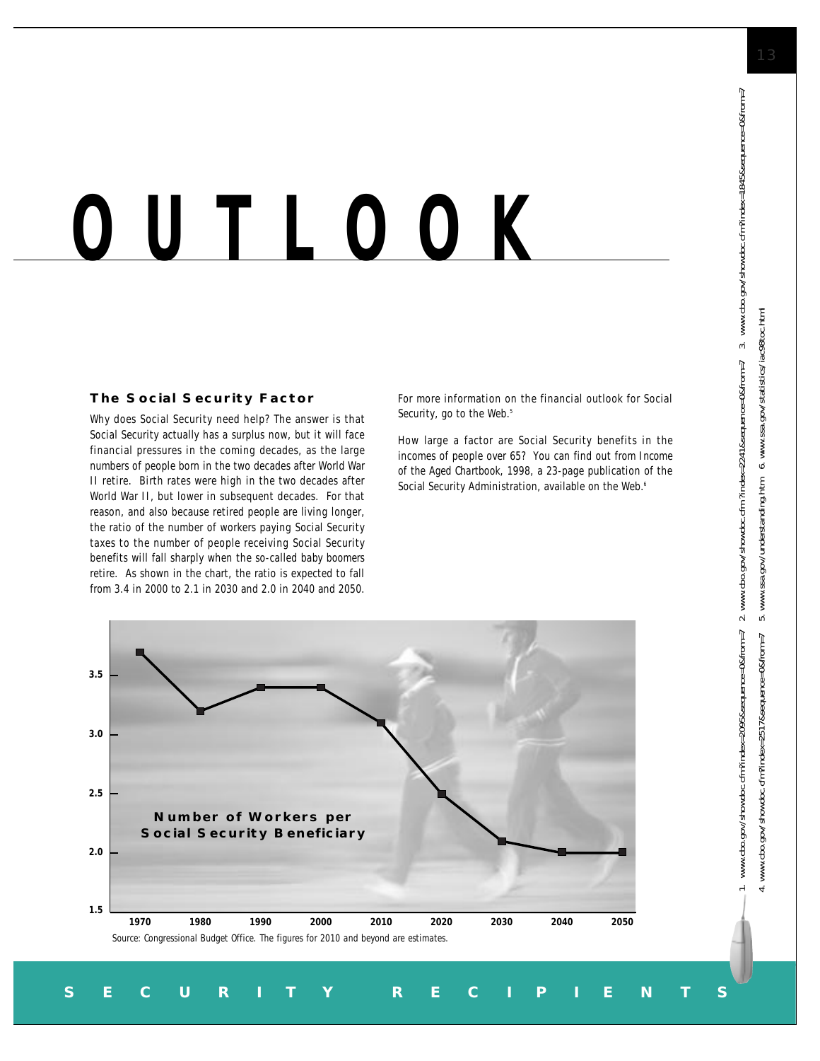# OUTLOOK

### The Social Security Factor

Why does Social Security need help? The answer is that Social Security actually has a surplus now, but it will face financial pressures in the coming decades, as the large numbers of people born in the two decades after World War II retire. Birth rates were high in the two decades after World War II, but lower in subsequent decades. For that reason, and also because retired people are living longer, the ratio of the number of workers paying Social Security taxes to the number of people receiving Social Security benefits will fall sharply when the so-called baby boomers retire. As shown in the chart, the ratio is expected to fall from 3.4 in 2000 to 2.1 in 2030 and 2.0 in 2040 and 2050.

For more information on the financial outlook for Social Security, go to the Web.[5]

How large a factor are Social Security benefits in the incomes of people over 65? You can find out from *Income of the Aged Chartbook, 1998*, a 23-page publication of the Social Security Administration, available on the Web.[6]

**Number of Workers per Social Security Beneficiary**

| Year | Workers per Beneficiary |
|---|---|
| 1970 | 3.7 |
| 1980 | 3.2 |
| 1990 | 3.4 |
| 2000 | 3.4 |
| 2010 | 3.1 |
| 2020 | 2.5 |
| 2030 | 2.1 |
| 2040 | 2.0 |
| 2050 | 2.0 |

*Source: Congressional Budget Office. The figures for 2010 and beyond are estimates.*

1. www.cbo.gov/showdoc.cfm?index=2095&sequence=0&from=7 2. www.cbo.gov/showdoc.cfm?index=2241&sequence=0&from=7 3. www.cbo.gov/showdoc.cfm?index=1845&sequence=0&from=7
4. www.cbo.gov/showdoc.cfm?index=2517&sequence=0&from=7 5. www.ssa.gov/understanding.htm 6. www.ssa.gov/statistics/iac98toc.html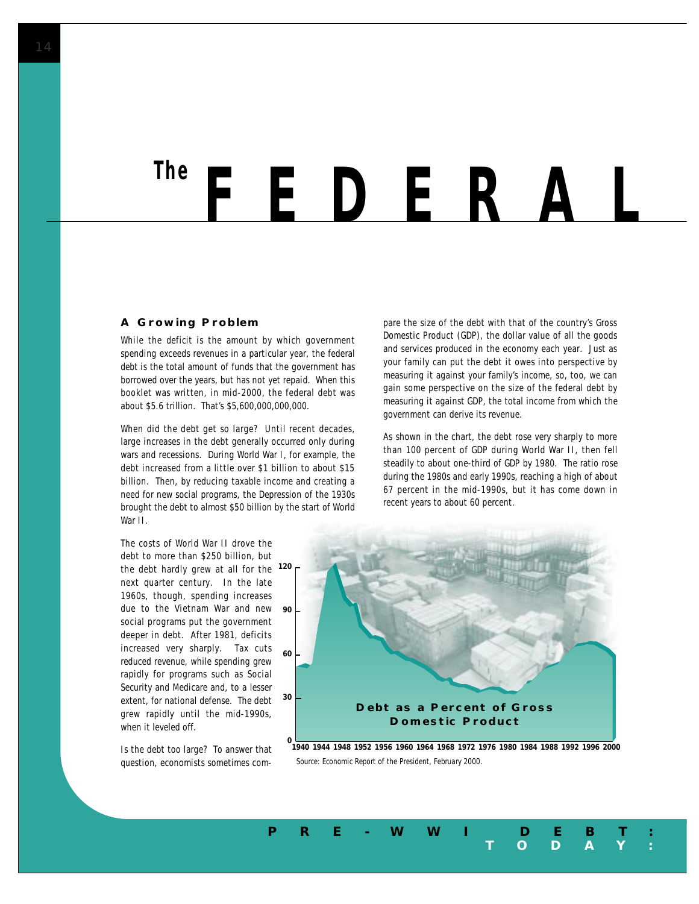# *The* FEDERAL

### A Growing Problem

While the deficit is the amount by which government spending exceeds revenues in a particular year, the federal debt is the total amount of funds that the government has borrowed over the years, but has not yet repaid. When this booklet was written, in mid-2000, the federal debt was about $5.6 trillion. That's $5,600,000,000,000.

When did the debt get so large? Until recent decades, large increases in the debt generally occurred only during wars and recessions. During World War I, for example, the debt increased from a little over $1 billion to about $15 billion. Then, by reducing taxable income and creating a need for new social programs, the Depression of the 1930s brought the debt to almost $50 billion by the start of World War II.

The costs of World War II drove the debt to more than $250 billion, but the debt hardly grew at all for the next quarter century. In the late 1960s, though, spending increases due to the Vietnam War and new social programs put the government deeper in debt. After 1981, deficits increased very sharply. Tax cuts reduced revenue, while spending grew rapidly for programs such as Social Security and Medicare and, to a lesser extent, for national defense. The debt grew rapidly until the mid-1990s, when it leveled off.

Is the debt too large? To answer that question, economists sometimes compare the size of the debt with that of the country's Gross Domestic Product (GDP), the dollar value of all the goods and services produced in the economy each year. Just as your family can put the debt it owes into perspective by measuring it against your family's income, so, too, we can gain some perspective on the size of the federal debt by measuring it against GDP, the total income from which the government can derive its revenue.

As shown in the chart, the debt rose very sharply to more than 100 percent of GDP during World War II, then fell steadily to about one-third of GDP by 1980. The ratio rose during the 1980s and early 1990s, reaching a high of about 67 percent in the mid-1990s, but it has come down in recent years to about 60 percent.

**Debt as a Percent of Gross Domestic Product**

Source: Economic Report of the President, February 2000.

**PRE-WWI DEBT: TODAY:**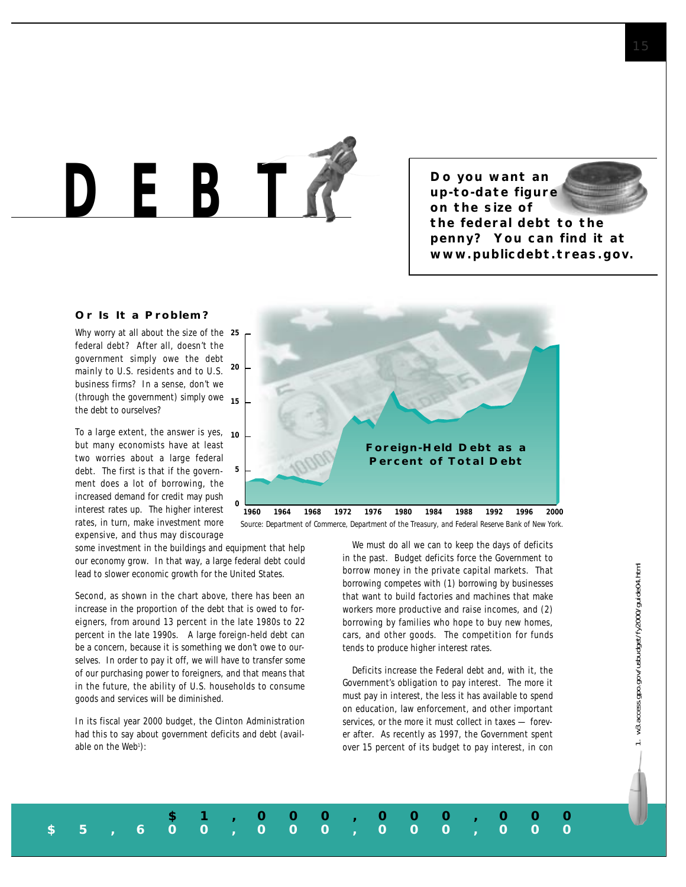# DEBT

**Do you want an up-to-date figure on the size of the federal debt to the penny? You can find it at www.publicdebt.treas.gov.**

## Or Is It a Problem?

Why worry at all about the size of the federal debt? After all, doesn't the government simply owe the debt mainly to U.S. residents and to U.S. business firms? In a sense, don't we (through the government) simply owe the debt to ourselves?

To a large extent, the answer is yes, but many economists have at least two worries about a large federal debt. The first is that if the government does a lot of borrowing, the increased demand for credit may push interest rates up. The higher interest rates, in turn, make investment more expensive, and thus may discourage some investment in the buildings and equipment that help our economy grow. In that way, a large federal debt could lead to slower economic growth for the United States.

**Foreign-Held Debt as a Percent of Total Debt**

Source: Department of Commerce, Department of the Treasury, and Federal Reserve Bank of New York.

Second, as shown in the chart above, there has been an increase in the proportion of the debt that is owed to foreigners, from around 13 percent in the late 1980s to 22 percent in the late 1990s. A large foreign-held debt can be a concern, because it is something we don't owe to ourselves. In order to pay it off, we will have to transfer some of our purchasing power to foreigners, and that means that in the future, the ability of U.S. households to consume goods and services will be diminished.

In its fiscal year 2000 budget, the Clinton Administration had this to say about government deficits and debt (available on the Web[1]):

> We must do all we can to keep the days of deficits in the past. Budget deficits force the Government to borrow money in the private capital markets. That borrowing competes with (1) borrowing by businesses that want to build factories and machines that make workers more productive and raise incomes, and (2) borrowing by families who hope to buy new homes, cars, and other goods. The competition for funds tends to produce higher interest rates.
>
> Deficits increase the Federal debt and, with it, the Government's obligation to pay interest. The more it must pay in interest, the less it has available to spend on education, law enforcement, and other important services, or the more it must collect in taxes — forever after. As recently as 1997, the Government spent over 15 percent of its budget to pay interest, in con

1. w3.access.gpo.gov/usbudget/fy2000/guide04.html

$1,000,000,000,000
$5,600,000,000,000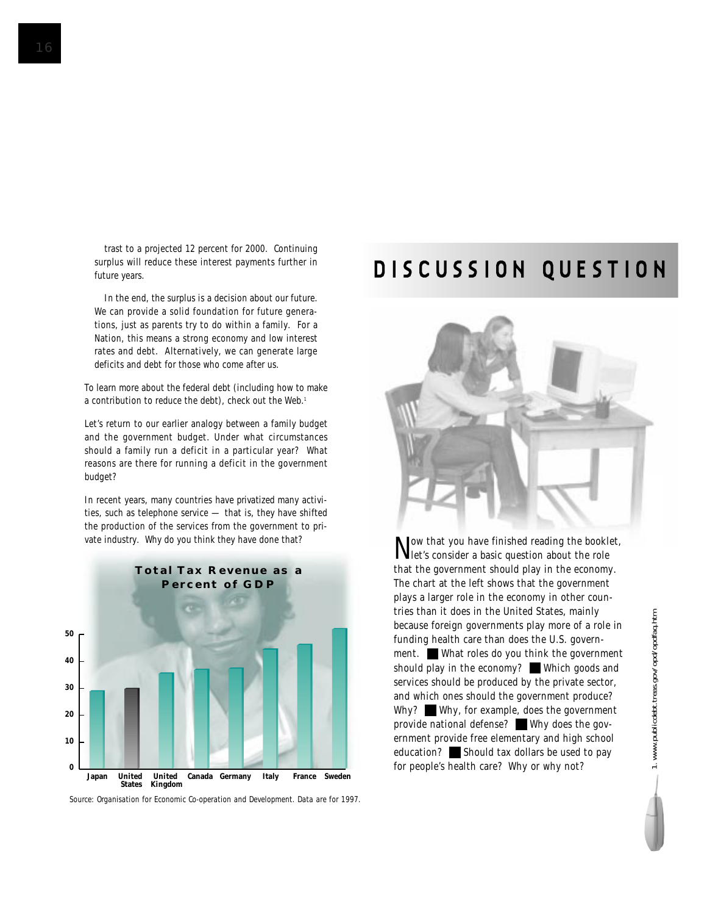trast to a projected 12 percent for 2000. Continuing surplus will reduce these interest payments further in future years.

In the end, the surplus is a decision about our future. We can provide a solid foundation for future generations, just as parents try to do within a family. For a Nation, this means a strong economy and low interest rates and debt. Alternatively, we can generate large deficits and debt for those who come after us.

To learn more about the federal debt (including how to make a contribution to reduce the debt), check out the Web.[1]

Let's return to our earlier analogy between a family budget and the government budget. Under what circumstances should a family run a deficit in a particular year? What reasons are there for running a deficit in the government budget?

In recent years, many countries have privatized many activities, such as telephone service — that is, they have shifted the production of the services from the government to private industry. Why do you think they have done that?

**Total Tax Revenue as a Percent of GDP**

| Country | Percent of GDP (approx.) |
|---|---|
| Japan | 29 |
| United States | 30 |
| United Kingdom | 36 |
| Canada | 37 |
| Germany | 37 |
| Italy | 45 |
| France | 46 |
| Sweden | 52 |

Source: Organisation for Economic Co-operation and Development. Data are for 1997.

# DISCUSSION QUESTION

Now that you have finished reading the booklet, let's consider a basic question about the role that the government should play in the economy. The chart at the left shows that the government plays a larger role in the economy in other countries than it does in the United States, mainly because foreign governments play more of a role in funding health care than does the U.S. government. ■ What roles do you think the government should play in the economy? ■ Which goods and services should be produced by the private sector, and which ones should the government produce? Why? ■ Why, for example, does the government provide national defense? ■ Why does the government provide free elementary and high school education? ■ Should tax dollars be used to pay for people's health care? Why or why not?

1. www.publicdebt.treas.gov/opd/opdfaq.htm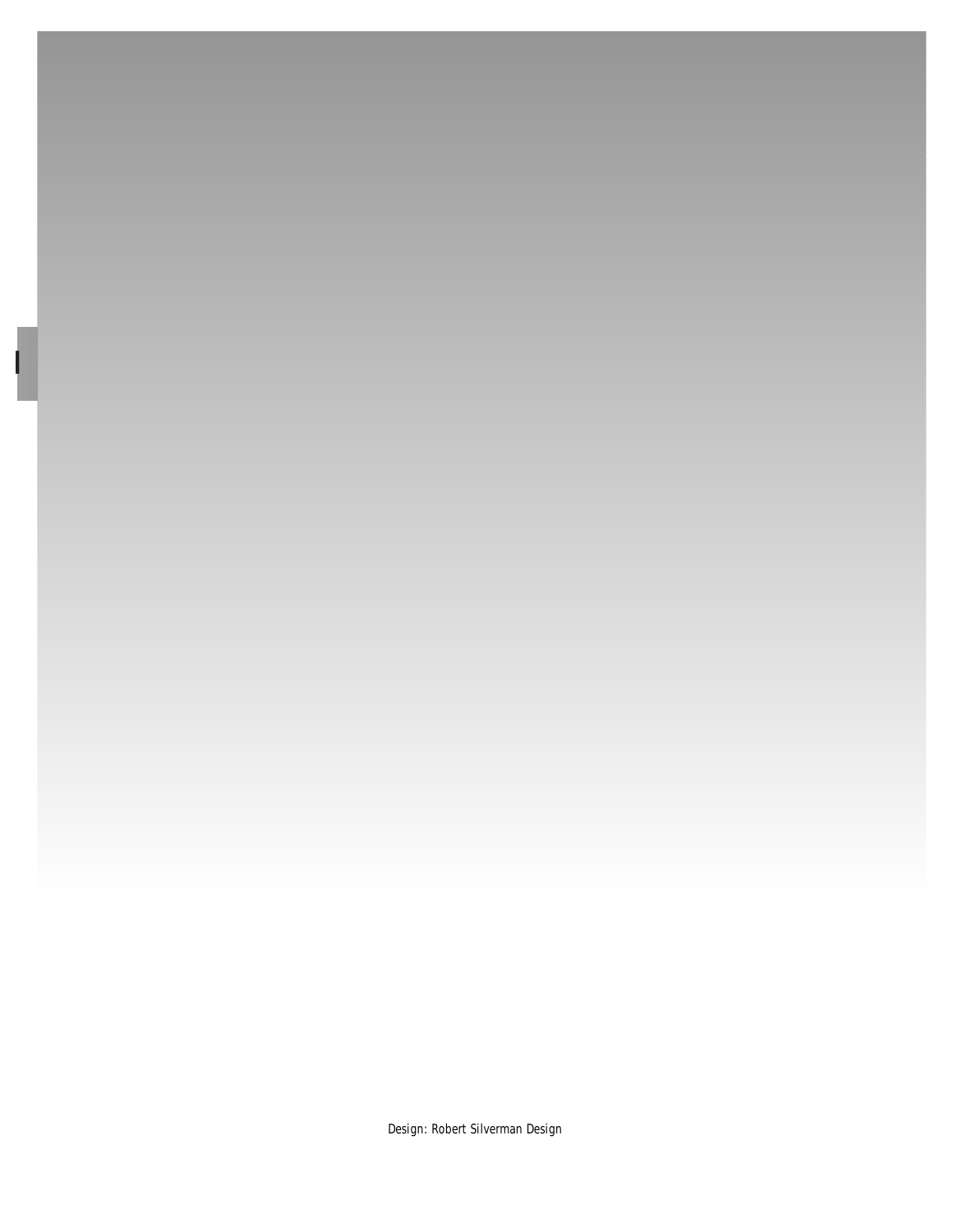Design: Robert Silverman Design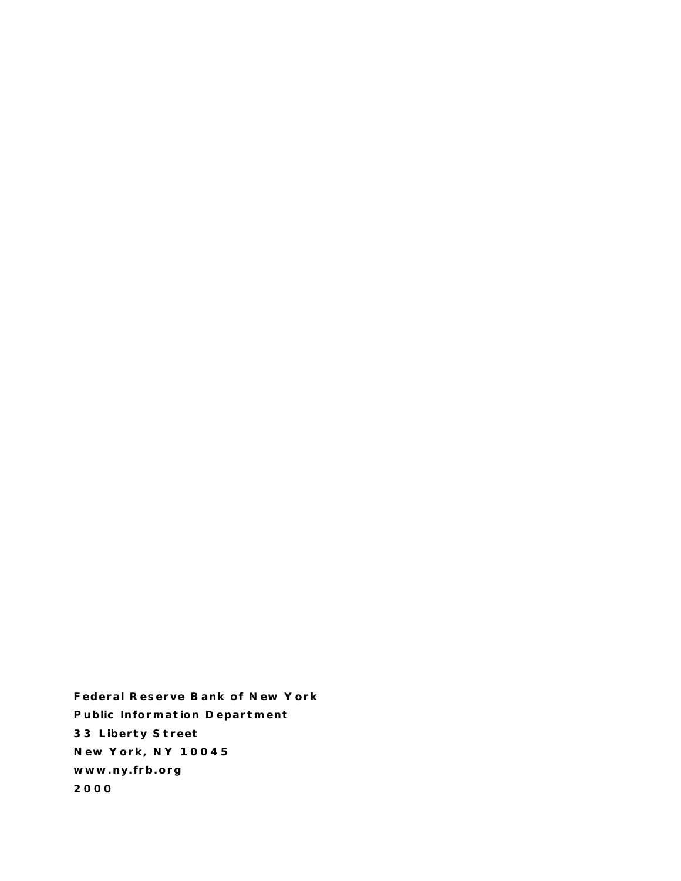**Federal Reserve Bank of New York**
**Public Information Department**
**33 Liberty Street**
**New York, NY 10045**
**www.ny.frb.org**
**2000**